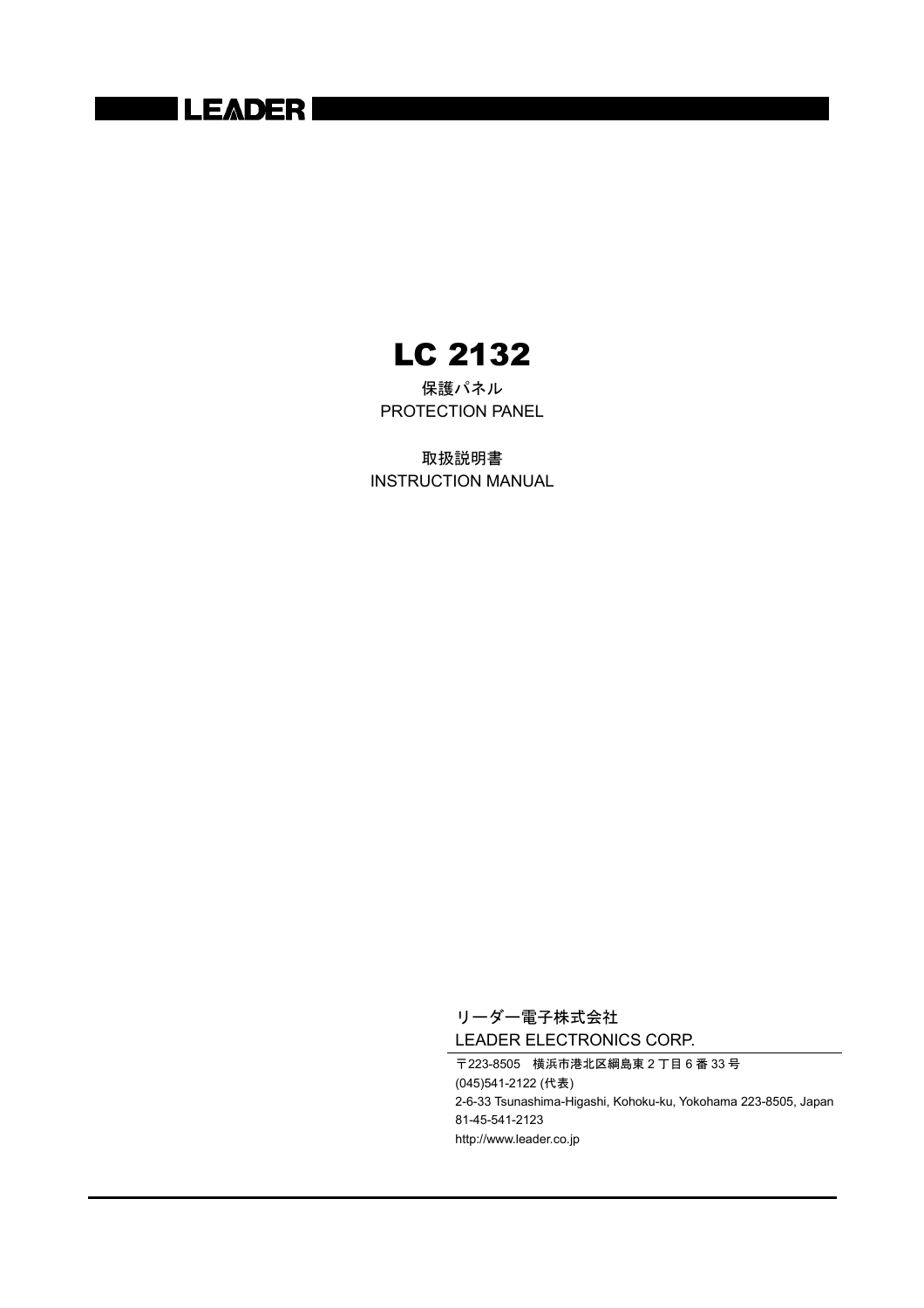LEADER

# LC 2132

保護パネル
PROTECTION PANEL

取扱説明書
INSTRUCTION MANUAL

リーダー電子株式会社
LEADER ELECTRONICS CORP.

〒223-8505　横浜市港北区綱島東 2 丁目 6 番 33 号
(045)541-2122 (代表)
2-6-33 Tsunashima-Higashi, Kohoku-ku, Yokohama 223-8505, Japan
81-45-541-2123
http://www.leader.co.jp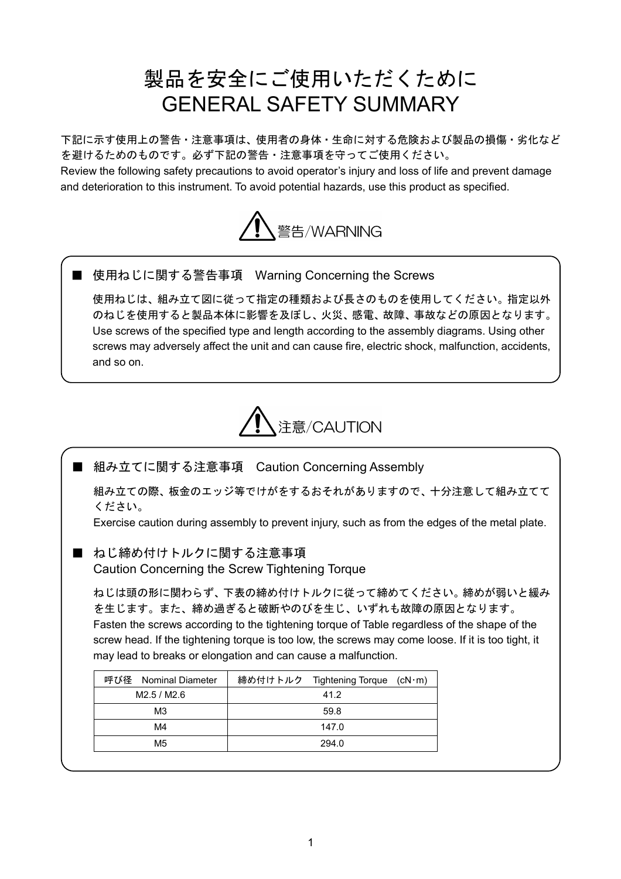# 製品を安全にご使用いただくために
# GENERAL SAFETY SUMMARY

下記に示す使用上の警告・注意事項は、使用者の身体・生命に対する危険および製品の損傷・劣化などを避けるためのものです。必ず下記の警告・注意事項を守ってご使用ください。
Review the following safety precautions to avoid operator's injury and loss of life and prevent damage and deterioration to this instrument. To avoid potential hazards, use this product as specified.

## ⚠ 警告/WARNING

### ■ 使用ねじに関する警告事項　Warning Concerning the Screws

使用ねじは、組み立て図に従って指定の種類および長さのものを使用してください。指定以外のねじを使用すると製品本体に影響を及ぼし、火災、感電、故障、事故などの原因となります。
Use screws of the specified type and length according to the assembly diagrams. Using other screws may adversely affect the unit and can cause fire, electric shock, malfunction, accidents, and so on.

## ⚠ 注意/CAUTION

### ■ 組み立てに関する注意事項　Caution Concerning Assembly

組み立ての際、板金のエッジ等でけがをするおそれがありますので、十分注意して組み立ててください。
Exercise caution during assembly to prevent injury, such as from the edges of the metal plate.

### ■ ねじ締め付けトルクに関する注意事項<br>Caution Concerning the Screw Tightening Torque

ねじは頭の形に関わらず、下表の締め付けトルクに従って締めてください。締めが弱いと緩みを生じます。また、締め過ぎると破断やのびを生じ、いずれも故障の原因となります。
Fasten the screws according to the tightening torque of Table regardless of the shape of the screw head. If the tightening torque is too low, the screws may come loose. If it is too tight, it may lead to breaks or elongation and can cause a malfunction.

| 呼び径　Nominal Diameter | 締め付けトルク　Tightening Torque　(cN·m) |
|---|---|
| M2.5 / M2.6 | 41.2 |
| M3 | 59.8 |
| M4 | 147.0 |
| M5 | 294.0 |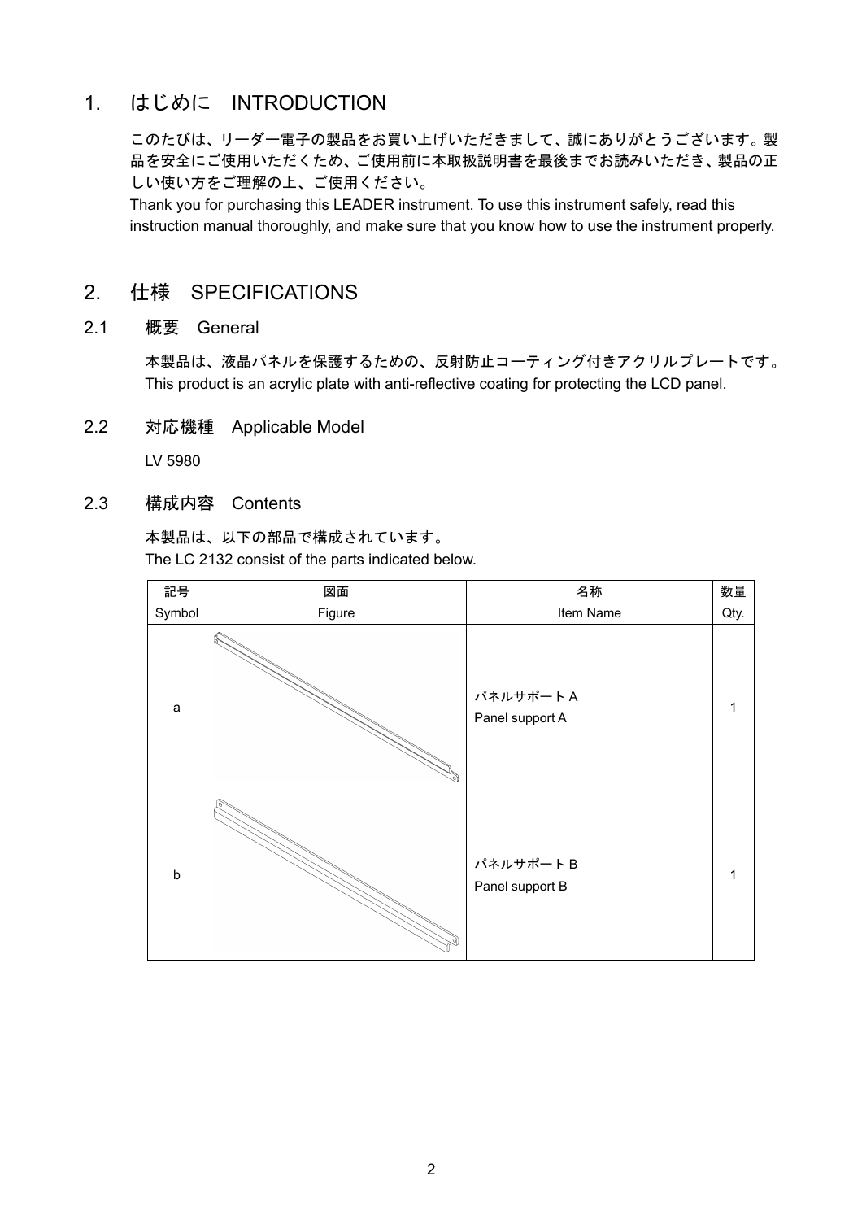## 1. はじめに　INTRODUCTION

このたびは、リーダー電子の製品をお買い上げいただきまして、誠にありがとうございます。製品を安全にご使用いただくため、ご使用前に本取扱説明書を最後までお読みいただき、製品の正しい使い方をご理解の上、ご使用ください。
Thank you for purchasing this LEADER instrument. To use this instrument safely, read this instruction manual thoroughly, and make sure that you know how to use the instrument properly.

## 2. 仕様　SPECIFICATIONS

### 2.1 概要　General

本製品は、液晶パネルを保護するための、反射防止コーティング付きアクリルプレートです。
This product is an acrylic plate with anti-reflective coating for protecting the LCD panel.

### 2.2 対応機種　Applicable Model

LV 5980

### 2.3 構成内容　Contents

本製品は、以下の部品で構成されています。
The LC 2132 consist of the parts indicated below.

| 記号<br>Symbol | 図面<br>Figure | 名称<br>Item Name | 数量<br>Qty. |
|---|---|---|---|
| a | | パネルサポート A<br>Panel support A | 1 |
| b | | パネルサポート B<br>Panel support B | 1 |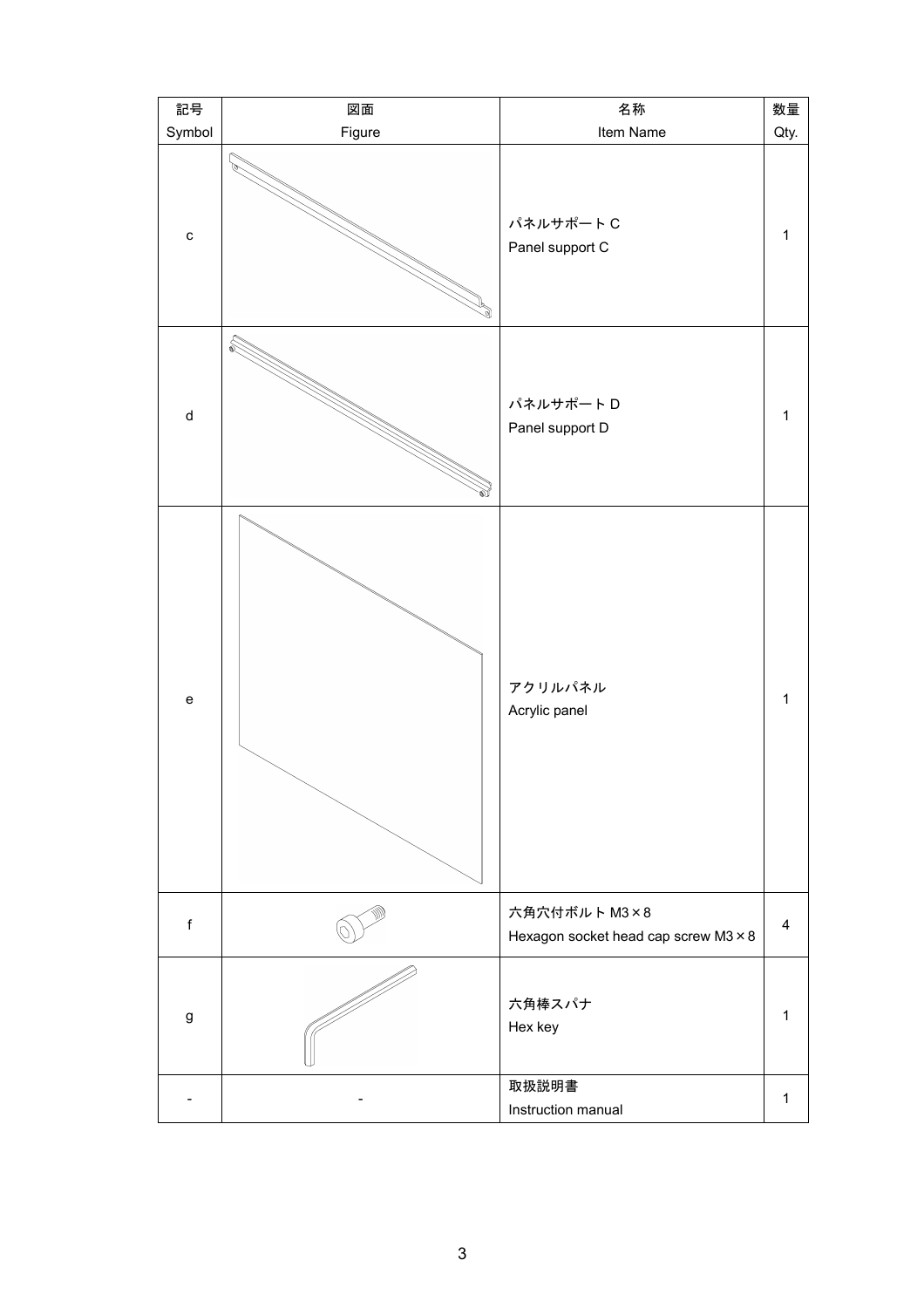| 記号<br>Symbol | 図面<br>Figure | 名称<br>Item Name | 数量<br>Qty. |
|---|---|---|---|
| c | | パネルサポート C<br>Panel support C | 1 |
| d | | パネルサポート D<br>Panel support D | 1 |
| e | | アクリルパネル<br>Acrylic panel | 1 |
| f | | 六角穴付ボルト M3×8<br>Hexagon socket head cap screw M3×8 | 4 |
| g | | 六角棒スパナ<br>Hex key | 1 |
| - | - | 取扱説明書<br>Instruction manual | 1 |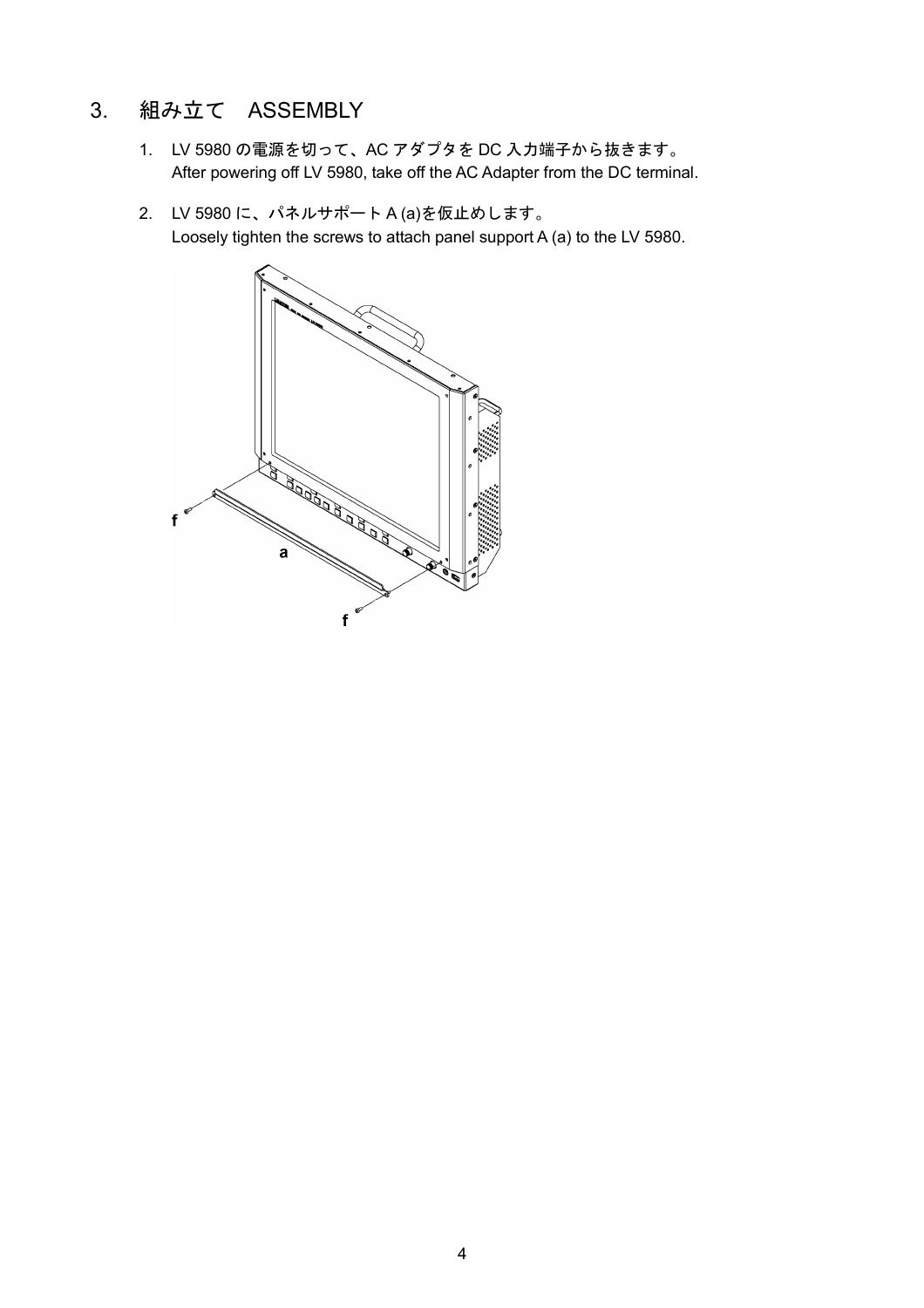# 3. 組み立て　ASSEMBLY

1. LV 5980 の電源を切って、AC アダプタを DC 入力端子から抜きます。
   After powering off LV 5980, take off the AC Adapter from the DC terminal.

2. LV 5980 に、パネルサポート A (a)を仮止めします。
   Loosely tighten the screws to attach panel support A (a) to the LV 5980.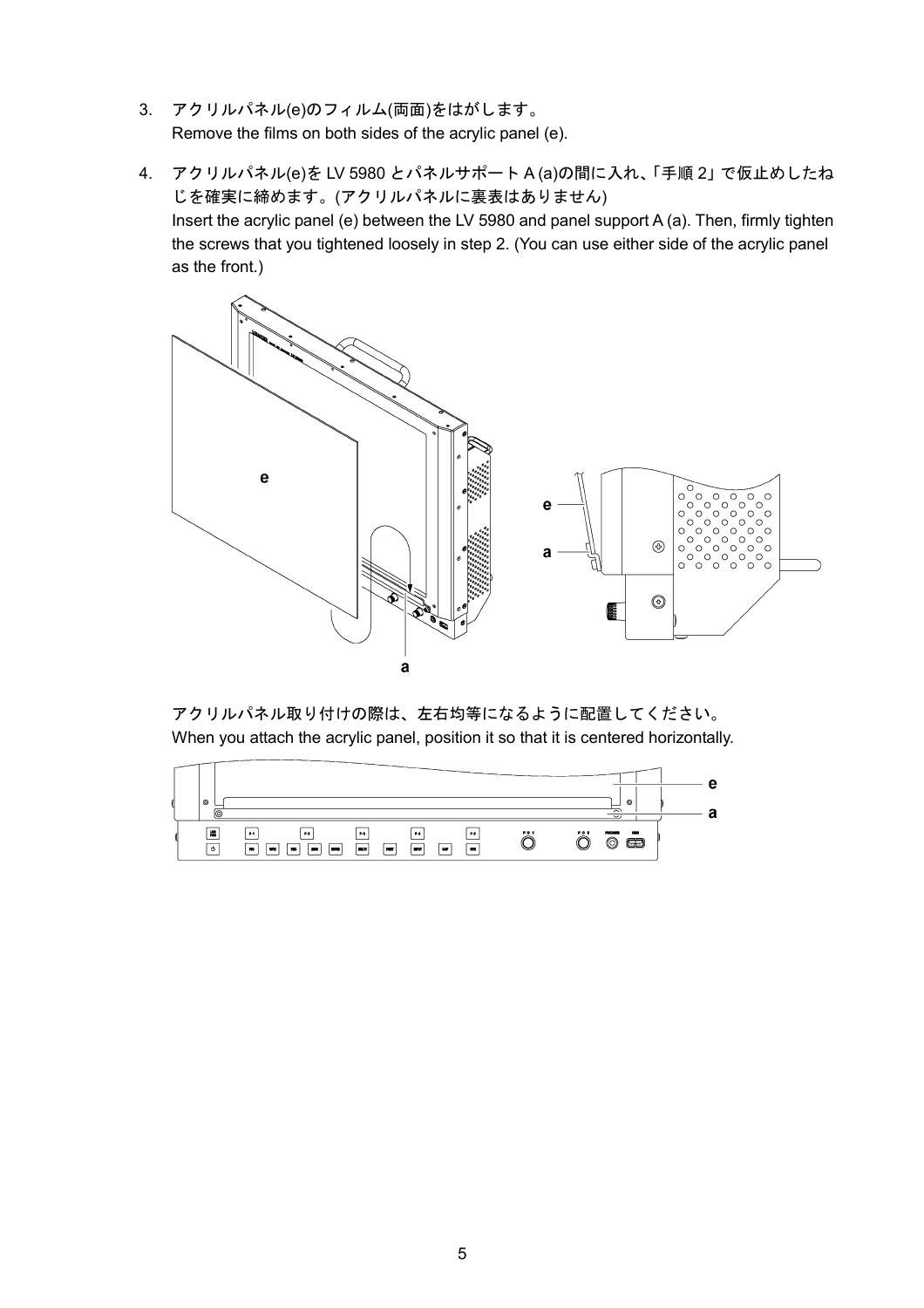3. アクリルパネル(e)のフィルム(両面)をはがします。
   Remove the films on both sides of the acrylic panel (e).

4. アクリルパネル(e)を LV 5980 とパネルサポート A (a)の間に入れ、「手順 2」で仮止めしたねじを確実に締めます。(アクリルパネルに裏表はありません)
   Insert the acrylic panel (e) between the LV 5980 and panel support A (a). Then, firmly tighten the screws that you tightened loosely in step 2. (You can use either side of the acrylic panel as the front.)

   アクリルパネル取り付けの際は、左右均等になるように配置してください。
   When you attach the acrylic panel, position it so that it is centered horizontally.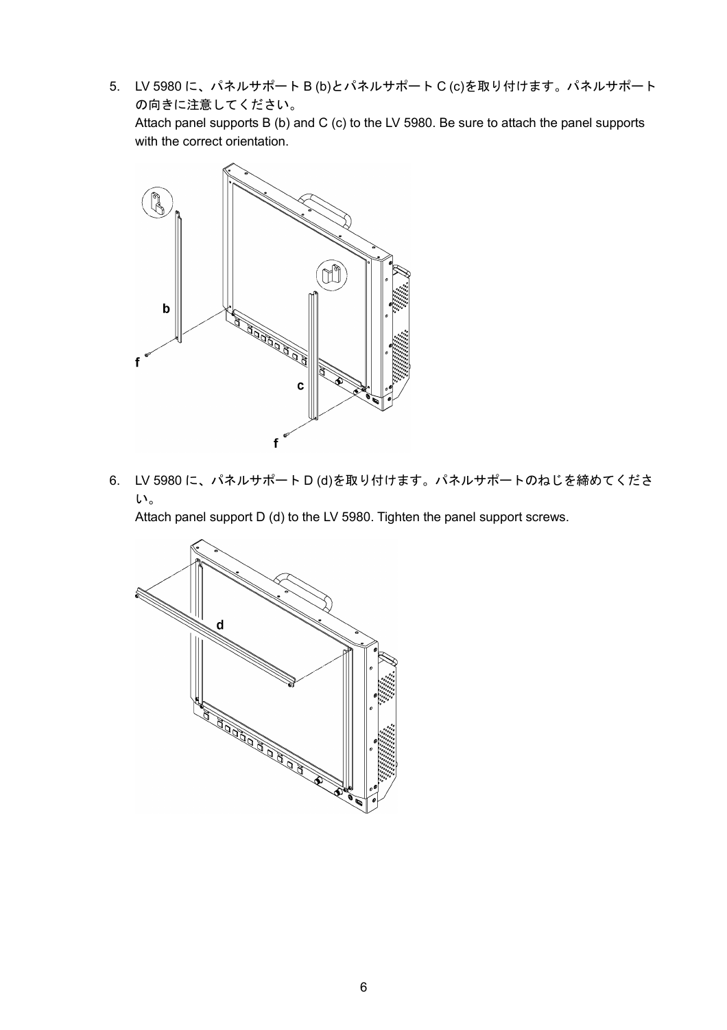5. LV 5980 に、パネルサポート B (b)とパネルサポート C (c)を取り付けます。パネルサポートの向きに注意してください。

   Attach panel supports B (b) and C (c) to the LV 5980. Be sure to attach the panel supports with the correct orientation.

6. LV 5980 に、パネルサポート D (d)を取り付けます。パネルサポートのねじを締めてください。

   Attach panel support D (d) to the LV 5980. Tighten the panel support screws.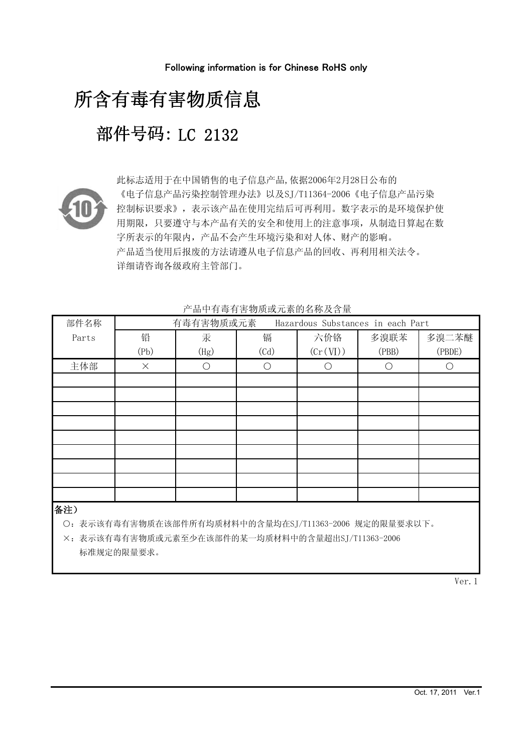Following information is for Chinese RoHS only

# 所含有毒有害物质信息

## 部件号码: LC 2132

此标志适用于在中国销售的电子信息产品,依据2006年2月28日公布的《电子信息产品污染控制管理办法》以及SJ/T11364-2006《电子信息产品污染控制标识要求》，表示该产品在使用完结后可再利用。数字表示的是环境保护使用期限，只要遵守与本产品有关的安全和使用上的注意事项，从制造日算起在数字所表示的年限内，产品不会产生环境污染和对人体、财产的影响。
产品适当使用后报废的方法请遵从电子信息产品的回收、再利用相关法令。
详细请咨询各级政府主管部门。

产品中有毒有害物质或元素的名称及含量

| 部件名称 Parts | 有毒有害物质或元素 Hazardous Substances in each Part | | | | | |
|---|---|---|---|---|---|---|
| | 铅 (Pb) | 汞 (Hg) | 镉 (Cd) | 六价铬 (Cr(VI)) | 多溴联苯 (PBB) | 多溴二苯醚 (PBDE) |
| 主体部 | × | ○ | ○ | ○ | ○ | ○ |
| | | | | | | |
| | | | | | | |
| | | | | | | |
| | | | | | | |
| | | | | | | |
| | | | | | | |
| | | | | | | |
| | | | | | | |
| | | | | | | |

备注）

○：表示该有毒有害物质在该部件所有均质材料中的含量均在SJ/T11363-2006 规定的限量要求以下。

×：表示该有毒有害物质或元素至少在该部件的某一均质材料中的含量超出SJ/T11363-2006 标准规定的限量要求。

Ver.1

Oct. 17, 2011 Ver.1